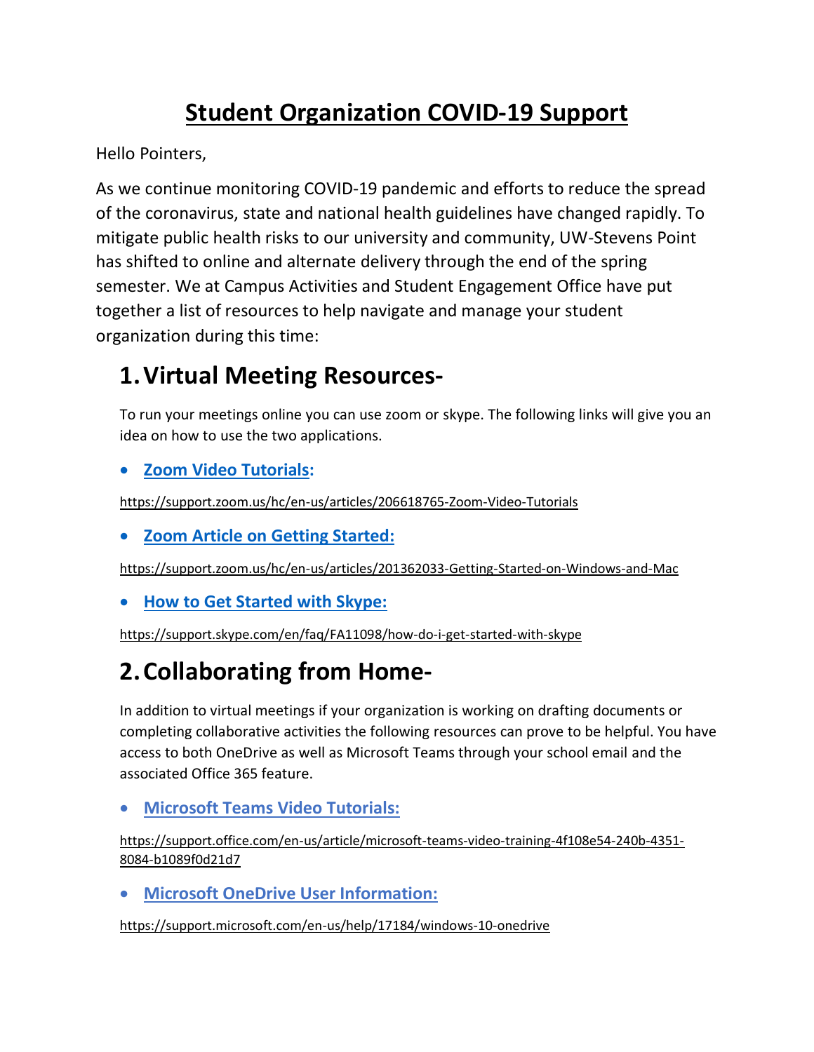# Student Organization COVID-19 Support

Hello Pointers,

As we continue monitoring COVID-19 pandemic and efforts to reduce the spread of the coronavirus, state and national health guidelines have changed rapidly. To mitigate public health risks to our university and community, UW-Stevens Point has shifted to online and alternate delivery through the end of the spring semester. We at Campus Activities and Student Engagement Office have put together a list of resources to help navigate and manage your student organization during this time:

## 1. Virtual Meeting Resources-

To run your meetings online you can use zoom or skype. The following links will give you an idea on how to use the two applications.

- **Zoom Video Tutorials:**

https://support.zoom.us/hc/en-us/articles/206618765-Zoom-Video-Tutorials

- **Zoom Article on Getting Started:**

https://support.zoom.us/hc/en-us/articles/201362033-Getting-Started-on-Windows-and-Mac

- **How to Get Started with Skype:**

https://support.skype.com/en/faq/FA11098/how-do-i-get-started-with-skype

## 2. Collaborating from Home-

In addition to virtual meetings if your organization is working on drafting documents or completing collaborative activities the following resources can prove to be helpful. You have access to both OneDrive as well as Microsoft Teams through your school email and the associated Office 365 feature.

- **Microsoft Teams Video Tutorials:**

https://support.office.com/en-us/article/microsoft-teams-video-training-4f108e54-240b-4351-8084-b1089f0d21d7

- **Microsoft OneDrive User Information:**

https://support.microsoft.com/en-us/help/17184/windows-10-onedrive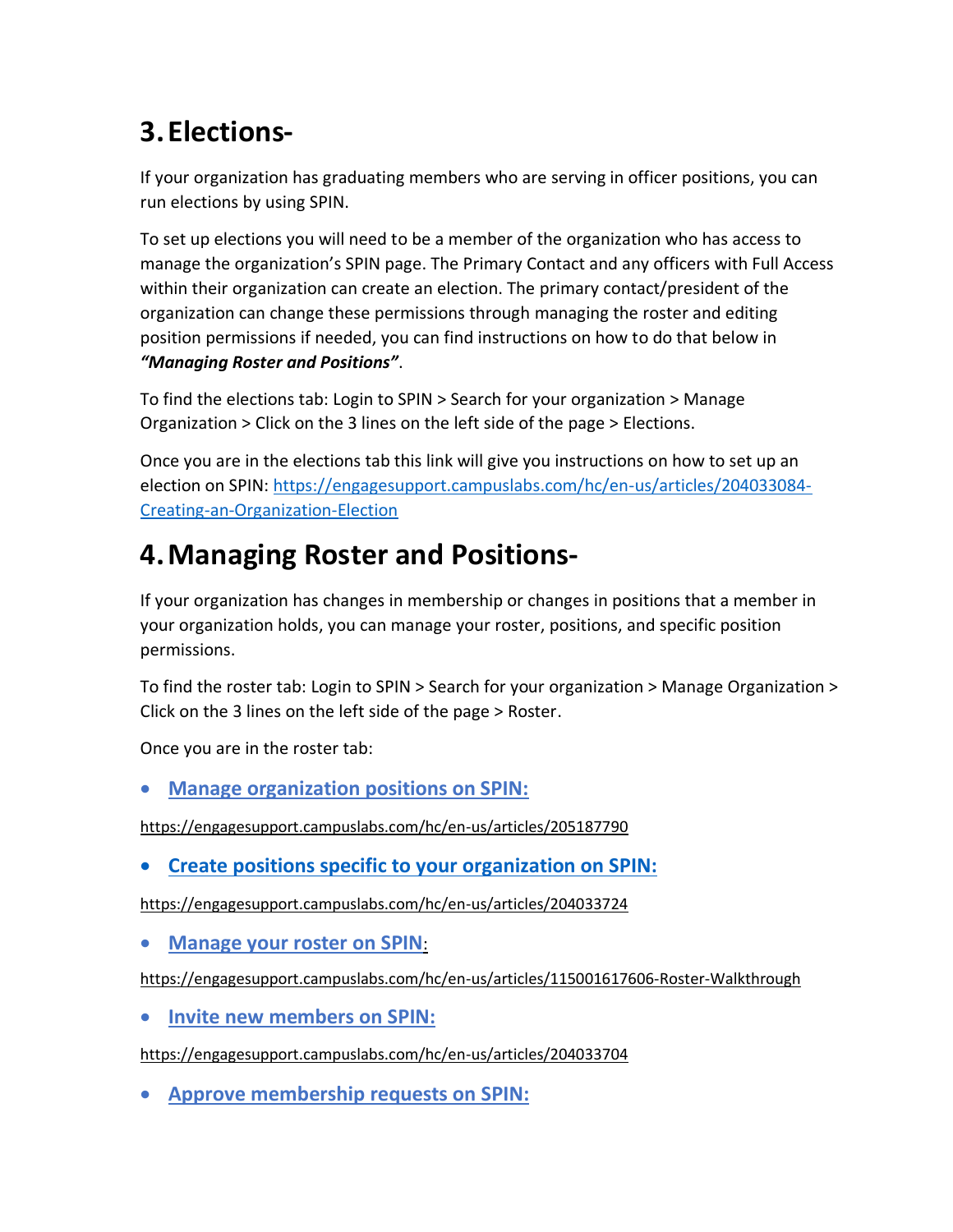## 3. Elections-

If your organization has graduating members who are serving in officer positions, you can run elections by using SPIN.

To set up elections you will need to be a member of the organization who has access to manage the organization's SPIN page. The Primary Contact and any officers with Full Access within their organization can create an election. The primary contact/president of the organization can change these permissions through managing the roster and editing position permissions if needed, you can find instructions on how to do that below in ***"Managing Roster and Positions"***.

To find the elections tab: Login to SPIN > Search for your organization > Manage Organization > Click on the 3 lines on the left side of the page > Elections.

Once you are in the elections tab this link will give you instructions on how to set up an election on SPIN: [https://engagesupport.campuslabs.com/hc/en-us/articles/204033084-Creating-an-Organization-Election](https://engagesupport.campuslabs.com/hc/en-us/articles/204033084-Creating-an-Organization-Election)

## 4. Managing Roster and Positions-

If your organization has changes in membership or changes in positions that a member in your organization holds, you can manage your roster, positions, and specific position permissions.

To find the roster tab: Login to SPIN > Search for your organization > Manage Organization > Click on the 3 lines on the left side of the page > Roster.

Once you are in the roster tab:

- **Manage organization positions on SPIN:**

https://engagesupport.campuslabs.com/hc/en-us/articles/205187790

- **Create positions specific to your organization on SPIN:**

https://engagesupport.campuslabs.com/hc/en-us/articles/204033724

- **Manage your roster on SPIN**:

https://engagesupport.campuslabs.com/hc/en-us/articles/115001617606-Roster-Walkthrough

- **Invite new members on SPIN:**

https://engagesupport.campuslabs.com/hc/en-us/articles/204033704

- **Approve membership requests on SPIN:**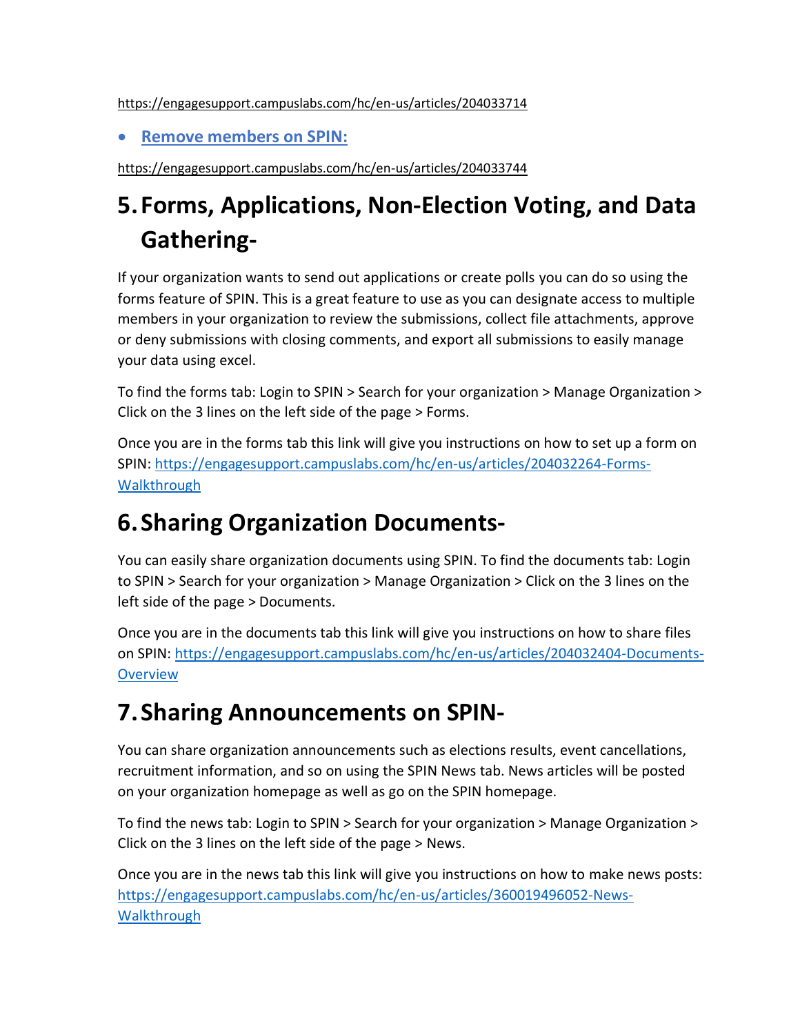https://engagesupport.campuslabs.com/hc/en-us/articles/204033714

- **Remove members on SPIN:**

https://engagesupport.campuslabs.com/hc/en-us/articles/204033744

# 5. Forms, Applications, Non-Election Voting, and Data Gathering-

If your organization wants to send out applications or create polls you can do so using the forms feature of SPIN. This is a great feature to use as you can designate access to multiple members in your organization to review the submissions, collect file attachments, approve or deny submissions with closing comments, and export all submissions to easily manage your data using excel.

To find the forms tab: Login to SPIN > Search for your organization > Manage Organization > Click on the 3 lines on the left side of the page > Forms.

Once you are in the forms tab this link will give you instructions on how to set up a form on SPIN: https://engagesupport.campuslabs.com/hc/en-us/articles/204032264-Forms-Walkthrough

# 6. Sharing Organization Documents-

You can easily share organization documents using SPIN. To find the documents tab: Login to SPIN > Search for your organization > Manage Organization > Click on the 3 lines on the left side of the page > Documents.

Once you are in the documents tab this link will give you instructions on how to share files on SPIN: https://engagesupport.campuslabs.com/hc/en-us/articles/204032404-Documents-Overview

# 7. Sharing Announcements on SPIN-

You can share organization announcements such as elections results, event cancellations, recruitment information, and so on using the SPIN News tab. News articles will be posted on your organization homepage as well as go on the SPIN homepage.

To find the news tab: Login to SPIN > Search for your organization > Manage Organization > Click on the 3 lines on the left side of the page > News.

Once you are in the news tab this link will give you instructions on how to make news posts: https://engagesupport.campuslabs.com/hc/en-us/articles/360019496052-News-Walkthrough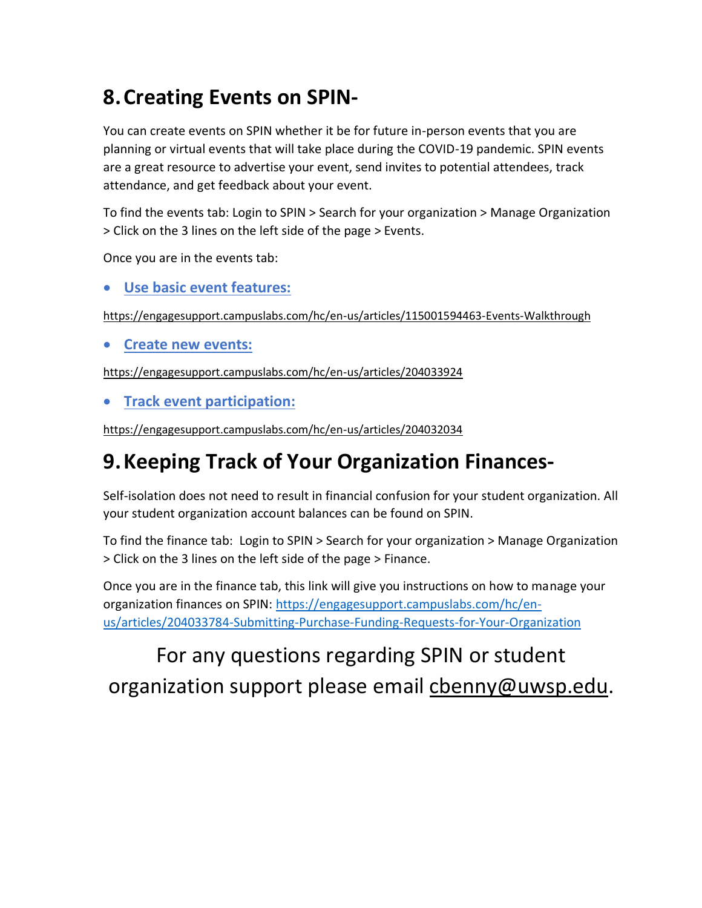## 8. Creating Events on SPIN-

You can create events on SPIN whether it be for future in-person events that you are planning or virtual events that will take place during the COVID-19 pandemic. SPIN events are a great resource to advertise your event, send invites to potential attendees, track attendance, and get feedback about your event.

To find the events tab: Login to SPIN > Search for your organization > Manage Organization > Click on the 3 lines on the left side of the page > Events.

Once you are in the events tab:

- **Use basic event features:**

https://engagesupport.campuslabs.com/hc/en-us/articles/115001594463-Events-Walkthrough

- **Create new events:**

https://engagesupport.campuslabs.com/hc/en-us/articles/204033924

- **Track event participation:**

https://engagesupport.campuslabs.com/hc/en-us/articles/204032034

## 9. Keeping Track of Your Organization Finances-

Self-isolation does not need to result in financial confusion for your student organization. All your student organization account balances can be found on SPIN.

To find the finance tab: Login to SPIN > Search for your organization > Manage Organization > Click on the 3 lines on the left side of the page > Finance.

Once you are in the finance tab, this link will give you instructions on how to manage your organization finances on SPIN: https://engagesupport.campuslabs.com/hc/en-us/articles/204033784-Submitting-Purchase-Funding-Requests-for-Your-Organization

For any questions regarding SPIN or student organization support please email cbenny@uwsp.edu.